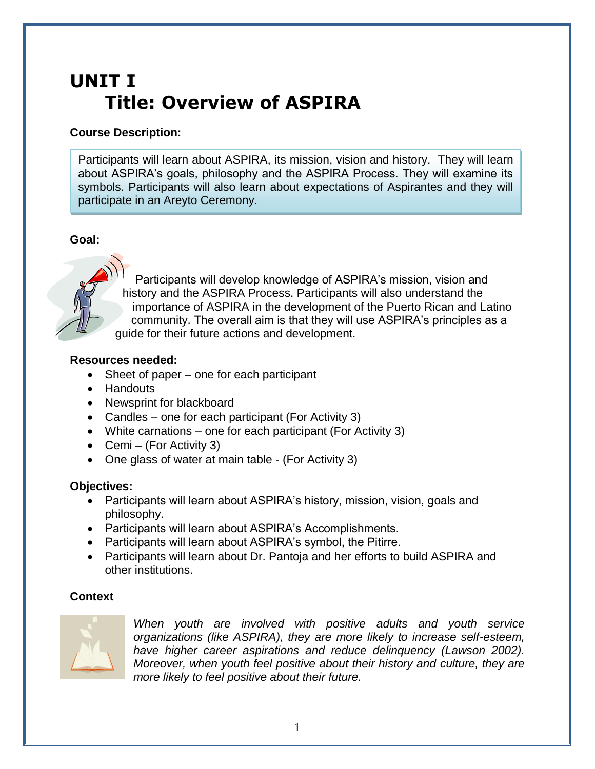# UNIT I
## Title: Overview of ASPIRA

**Course Description:**

Participants will learn about ASPIRA, its mission, vision and history. They will learn about ASPIRA's goals, philosophy and the ASPIRA Process. They will examine its symbols. Participants will also learn about expectations of Aspirantes and they will participate in an Areyto Ceremony.

**Goal:**

Participants will develop knowledge of ASPIRA's mission, vision and history and the ASPIRA Process. Participants will also understand the importance of ASPIRA in the development of the Puerto Rican and Latino community. The overall aim is that they will use ASPIRA's principles as a guide for their future actions and development.

**Resources needed:**

- Sheet of paper – one for each participant
- Handouts
- Newsprint for blackboard
- Candles – one for each participant (For Activity 3)
- White carnations – one for each participant (For Activity 3)
- Cemi – (For Activity 3)
- One glass of water at main table - (For Activity 3)

**Objectives:**

- Participants will learn about ASPIRA's history, mission, vision, goals and philosophy.
- Participants will learn about ASPIRA's Accomplishments.
- Participants will learn about ASPIRA's symbol, the Pitirre.
- Participants will learn about Dr. Pantoja and her efforts to build ASPIRA and other institutions.

**Context**

*When youth are involved with positive adults and youth service organizations (like ASPIRA), they are more likely to increase self-esteem, have higher career aspirations and reduce delinquency (Lawson 2002). Moreover, when youth feel positive about their history and culture, they are more likely to feel positive about their future.*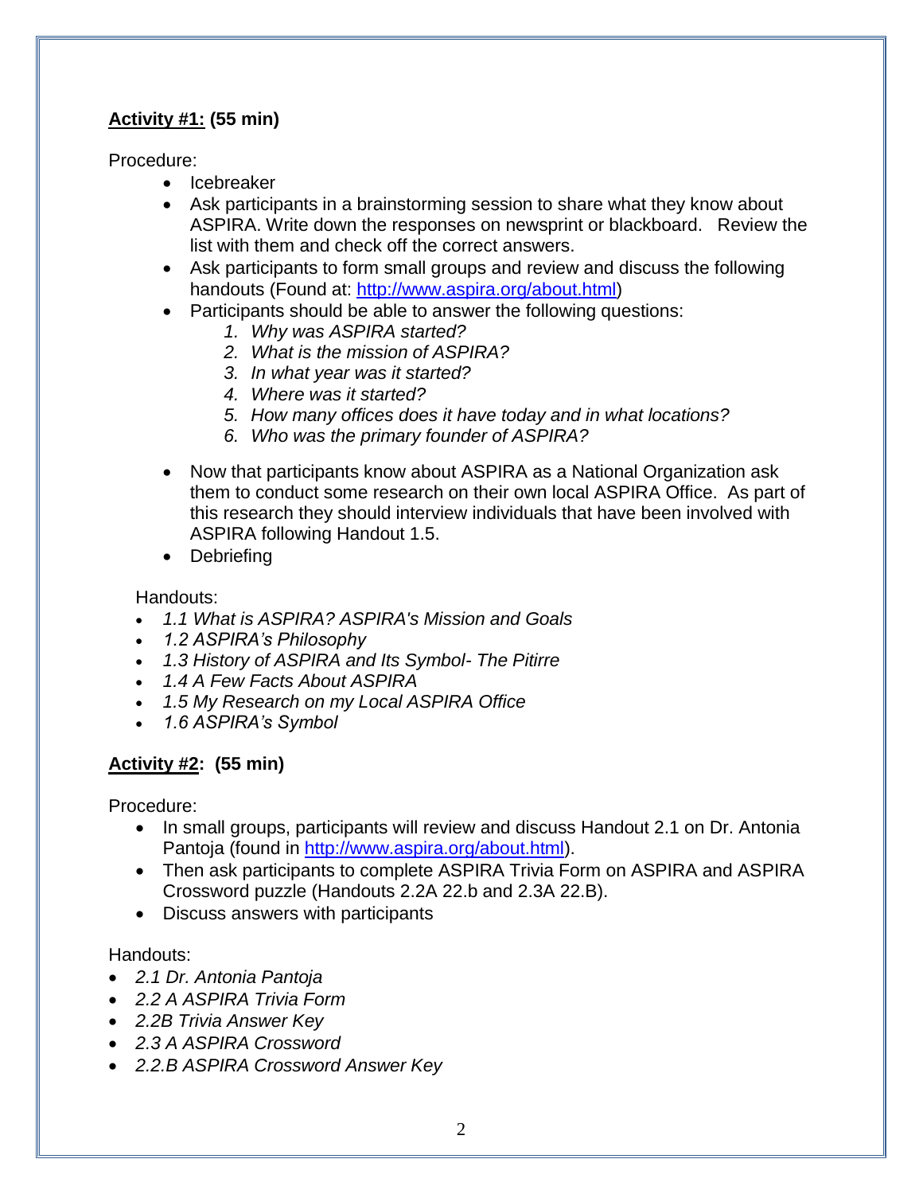**<u>Activity #1:</u> (55 min)**

Procedure:

- Icebreaker
- Ask participants in a brainstorming session to share what they know about ASPIRA. Write down the responses on newsprint or blackboard. Review the list with them and check off the correct answers.
- Ask participants to form small groups and review and discuss the following handouts (Found at: [http://www.aspira.org/about.html](http://www.aspira.org/about.html))
- Participants should be able to answer the following questions:
    1. *Why was ASPIRA started?*
    2. *What is the mission of ASPIRA?*
    3. *In what year was it started?*
    4. *Where was it started?*
    5. *How many offices does it have today and in what locations?*
    6. *Who was the primary founder of ASPIRA?*
- Now that participants know about ASPIRA as a National Organization ask them to conduct some research on their own local ASPIRA Office. As part of this research they should interview individuals that have been involved with ASPIRA following Handout 1.5.
- Debriefing

Handouts:

- *1.1 What is ASPIRA? ASPIRA's Mission and Goals*
- *1.2 ASPIRA's Philosophy*
- *1.3 History of ASPIRA and Its Symbol- The Pitirre*
- *1.4 A Few Facts About ASPIRA*
- *1.5 My Research on my Local ASPIRA Office*
- *1.6 ASPIRA's Symbol*

**<u>Activity #2</u>: (55 min)**

Procedure:

- In small groups, participants will review and discuss Handout 2.1 on Dr. Antonia Pantoja (found in [http://www.aspira.org/about.html](http://www.aspira.org/about.html)).
- Then ask participants to complete ASPIRA Trivia Form on ASPIRA and ASPIRA Crossword puzzle (Handouts 2.2A 22.b and 2.3A 22.B).
- Discuss answers with participants

Handouts:

- *2.1 Dr. Antonia Pantoja*
- *2.2 A ASPIRA Trivia Form*
- *2.2B Trivia Answer Key*
- *2.3 A ASPIRA Crossword*
- *2.2.B ASPIRA Crossword Answer Key*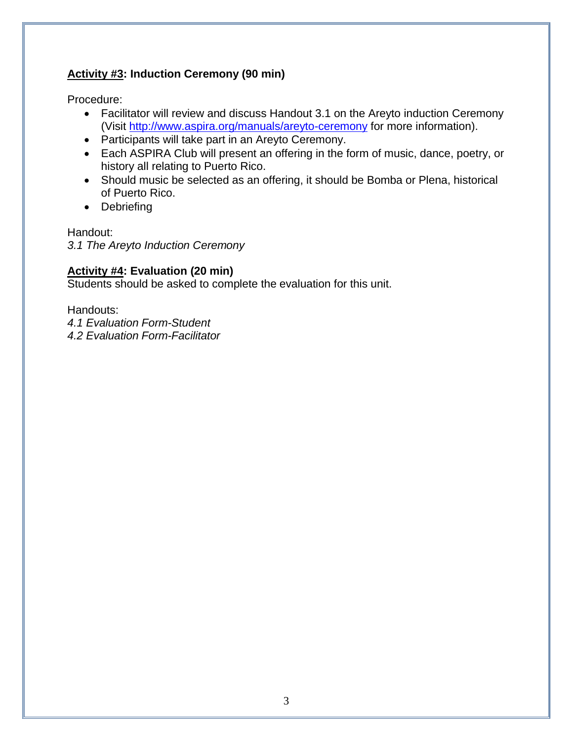**Activity #3: Induction Ceremony (90 min)**

Procedure:

- Facilitator will review and discuss Handout 3.1 on the Areyto induction Ceremony (Visit [http://www.aspira.org/manuals/areyto-ceremony](http://www.aspira.org/manuals/areyto-ceremony) for more information).
- Participants will take part in an Areyto Ceremony.
- Each ASPIRA Club will present an offering in the form of music, dance, poetry, or history all relating to Puerto Rico.
- Should music be selected as an offering, it should be Bomba or Plena, historical of Puerto Rico.
- Debriefing

Handout:
*3.1 The Areyto Induction Ceremony*

**Activity #4: Evaluation (20 min)**
Students should be asked to complete the evaluation for this unit.

Handouts:
*4.1 Evaluation Form-Student*
*4.2 Evaluation Form-Facilitator*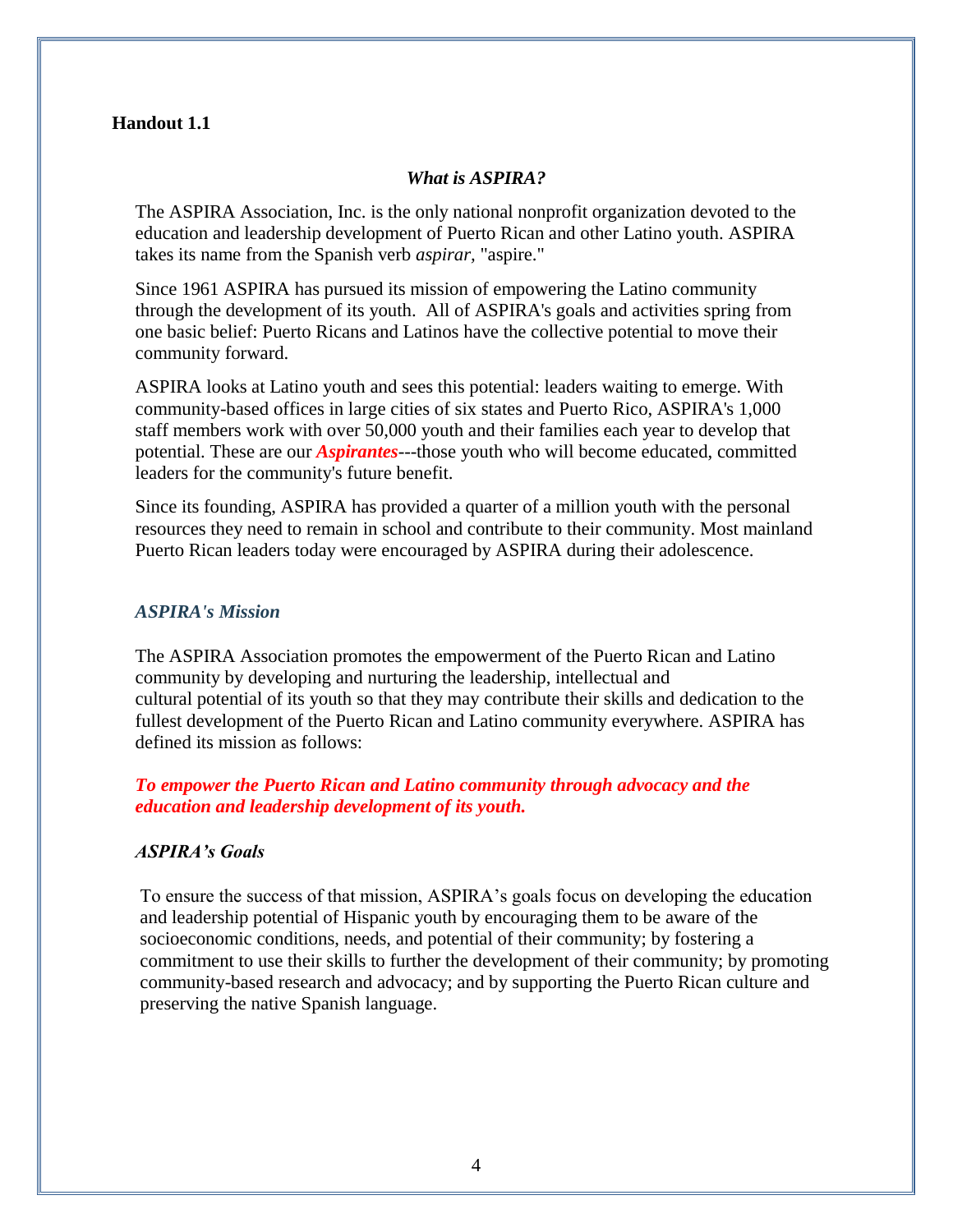**Handout 1.1**

## *What is ASPIRA?*

The ASPIRA Association, Inc. is the only national nonprofit organization devoted to the education and leadership development of Puerto Rican and other Latino youth. ASPIRA takes its name from the Spanish verb *aspirar*, "aspire."

Since 1961 ASPIRA has pursued its mission of empowering the Latino community through the development of its youth. All of ASPIRA's goals and activities spring from one basic belief: Puerto Ricans and Latinos have the collective potential to move their community forward.

ASPIRA looks at Latino youth and sees this potential: leaders waiting to emerge. With community-based offices in large cities of six states and Puerto Rico, ASPIRA's 1,000 staff members work with over 50,000 youth and their families each year to develop that potential. These are our ***Aspirantes***---those youth who will become educated, committed leaders for the community's future benefit.

Since its founding, ASPIRA has provided a quarter of a million youth with the personal resources they need to remain in school and contribute to their community. Most mainland Puerto Rican leaders today were encouraged by ASPIRA during their adolescence.

### *ASPIRA's Mission*

The ASPIRA Association promotes the empowerment of the Puerto Rican and Latino community by developing and nurturing the leadership, intellectual and cultural potential of its youth so that they may contribute their skills and dedication to the fullest development of the Puerto Rican and Latino community everywhere. ASPIRA has defined its mission as follows:

***To empower the Puerto Rican and Latino community through advocacy and the education and leadership development of its youth.***

### *ASPIRA's Goals*

To ensure the success of that mission, ASPIRA's goals focus on developing the education and leadership potential of Hispanic youth by encouraging them to be aware of the socioeconomic conditions, needs, and potential of their community; by fostering a commitment to use their skills to further the development of their community; by promoting community-based research and advocacy; and by supporting the Puerto Rican culture and preserving the native Spanish language.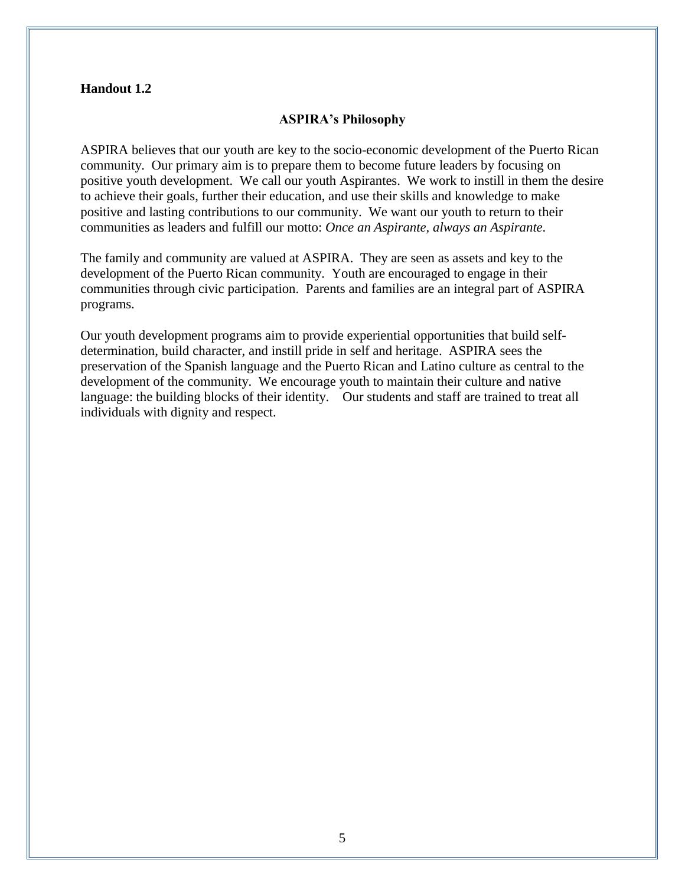**Handout 1.2**

## ASPIRA's Philosophy

ASPIRA believes that our youth are key to the socio-economic development of the Puerto Rican community. Our primary aim is to prepare them to become future leaders by focusing on positive youth development. We call our youth Aspirantes. We work to instill in them the desire to achieve their goals, further their education, and use their skills and knowledge to make positive and lasting contributions to our community. We want our youth to return to their communities as leaders and fulfill our motto: *Once an Aspirante, always an Aspirante.*

The family and community are valued at ASPIRA. They are seen as assets and key to the development of the Puerto Rican community. Youth are encouraged to engage in their communities through civic participation. Parents and families are an integral part of ASPIRA programs.

Our youth development programs aim to provide experiential opportunities that build self-determination, build character, and instill pride in self and heritage. ASPIRA sees the preservation of the Spanish language and the Puerto Rican and Latino culture as central to the development of the community. We encourage youth to maintain their culture and native language: the building blocks of their identity. Our students and staff are trained to treat all individuals with dignity and respect.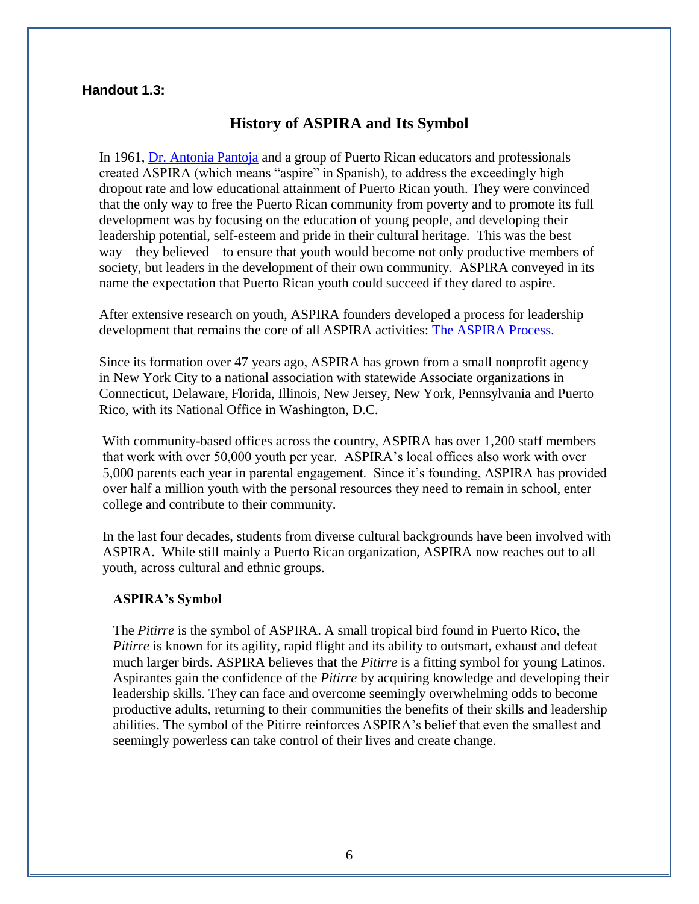**Handout 1.3:**

## History of ASPIRA and Its Symbol

In 1961, Dr. Antonia Pantoja and a group of Puerto Rican educators and professionals created ASPIRA (which means "aspire" in Spanish), to address the exceedingly high dropout rate and low educational attainment of Puerto Rican youth. They were convinced that the only way to free the Puerto Rican community from poverty and to promote its full development was by focusing on the education of young people, and developing their leadership potential, self-esteem and pride in their cultural heritage. This was the best way—they believed—to ensure that youth would become not only productive members of society, but leaders in the development of their own community. ASPIRA conveyed in its name the expectation that Puerto Rican youth could succeed if they dared to aspire.

After extensive research on youth, ASPIRA founders developed a process for leadership development that remains the core of all ASPIRA activities: The ASPIRA Process.

Since its formation over 47 years ago, ASPIRA has grown from a small nonprofit agency in New York City to a national association with statewide Associate organizations in Connecticut, Delaware, Florida, Illinois, New Jersey, New York, Pennsylvania and Puerto Rico, with its National Office in Washington, D.C.

With community-based offices across the country, ASPIRA has over 1,200 staff members that work with over 50,000 youth per year. ASPIRA's local offices also work with over 5,000 parents each year in parental engagement. Since it's founding, ASPIRA has provided over half a million youth with the personal resources they need to remain in school, enter college and contribute to their community.

In the last four decades, students from diverse cultural backgrounds have been involved with ASPIRA. While still mainly a Puerto Rican organization, ASPIRA now reaches out to all youth, across cultural and ethnic groups.

### ASPIRA's Symbol

The *Pitirre* is the symbol of ASPIRA. A small tropical bird found in Puerto Rico, the *Pitirre* is known for its agility, rapid flight and its ability to outsmart, exhaust and defeat much larger birds. ASPIRA believes that the *Pitirre* is a fitting symbol for young Latinos. Aspirantes gain the confidence of the *Pitirre* by acquiring knowledge and developing their leadership skills. They can face and overcome seemingly overwhelming odds to become productive adults, returning to their communities the benefits of their skills and leadership abilities. The symbol of the Pitirre reinforces ASPIRA's belief that even the smallest and seemingly powerless can take control of their lives and create change.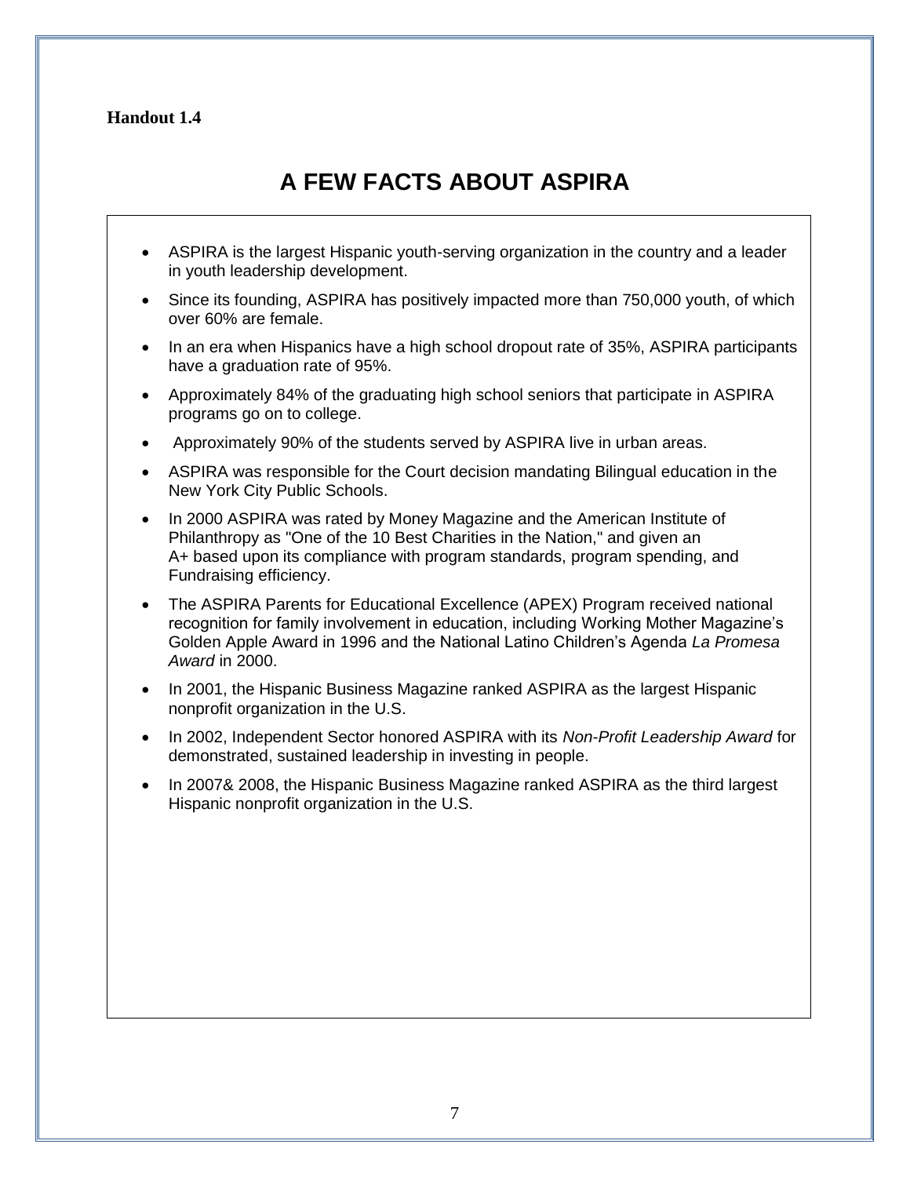**Handout 1.4**

# A FEW FACTS ABOUT ASPIRA

- ASPIRA is the largest Hispanic youth-serving organization in the country and a leader in youth leadership development.
- Since its founding, ASPIRA has positively impacted more than 750,000 youth, of which over 60% are female.
- In an era when Hispanics have a high school dropout rate of 35%, ASPIRA participants have a graduation rate of 95%.
- Approximately 84% of the graduating high school seniors that participate in ASPIRA programs go on to college.
- Approximately 90% of the students served by ASPIRA live in urban areas.
- ASPIRA was responsible for the Court decision mandating Bilingual education in the New York City Public Schools.
- In 2000 ASPIRA was rated by Money Magazine and the American Institute of Philanthropy as "One of the 10 Best Charities in the Nation," and given an A+ based upon its compliance with program standards, program spending, and Fundraising efficiency.
- The ASPIRA Parents for Educational Excellence (APEX) Program received national recognition for family involvement in education, including Working Mother Magazine's Golden Apple Award in 1996 and the National Latino Children's Agenda *La Promesa Award* in 2000.
- In 2001, the Hispanic Business Magazine ranked ASPIRA as the largest Hispanic nonprofit organization in the U.S.
- In 2002, Independent Sector honored ASPIRA with its *Non-Profit Leadership Award* for demonstrated, sustained leadership in investing in people.
- In 2007& 2008, the Hispanic Business Magazine ranked ASPIRA as the third largest Hispanic nonprofit organization in the U.S.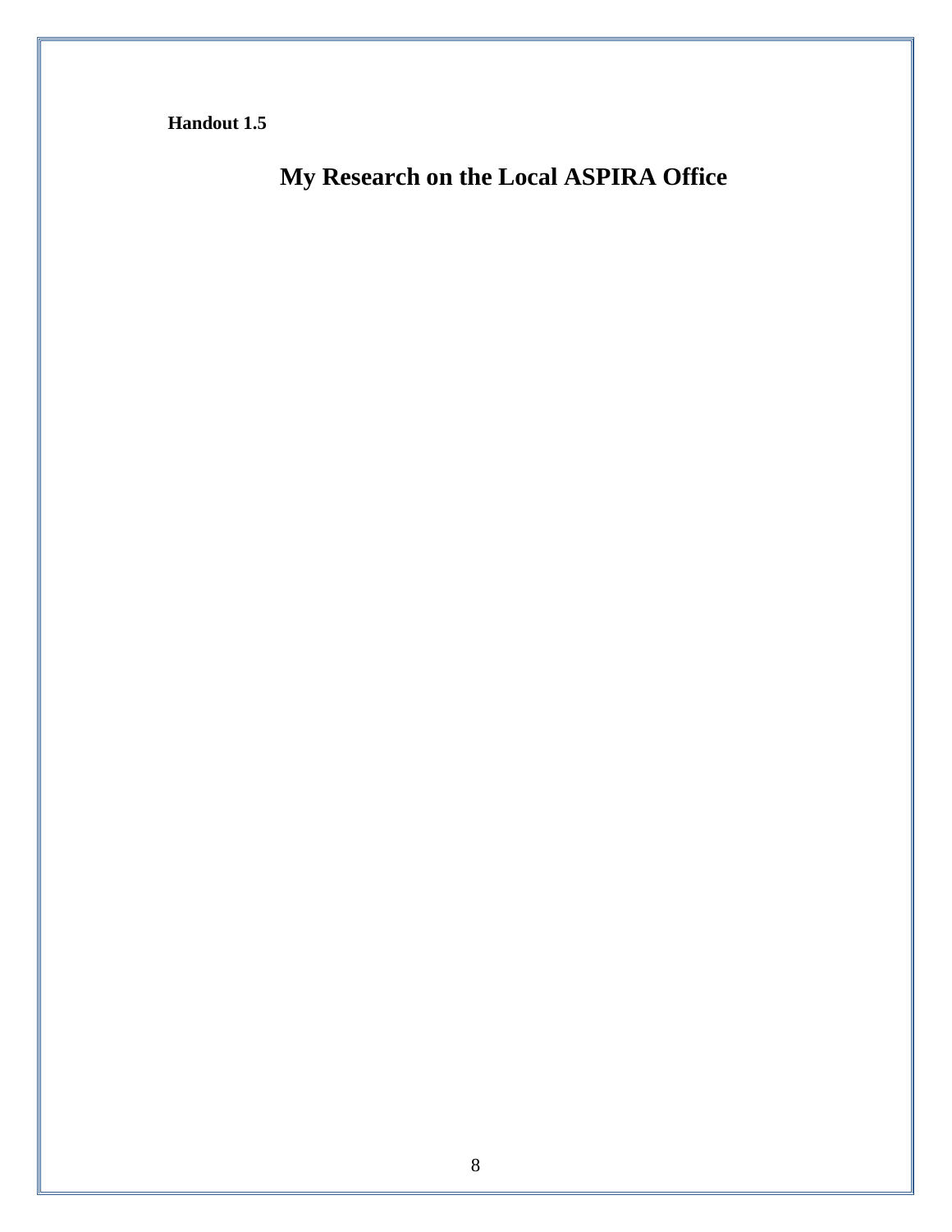**Handout 1.5**

# My Research on the Local ASPIRA Office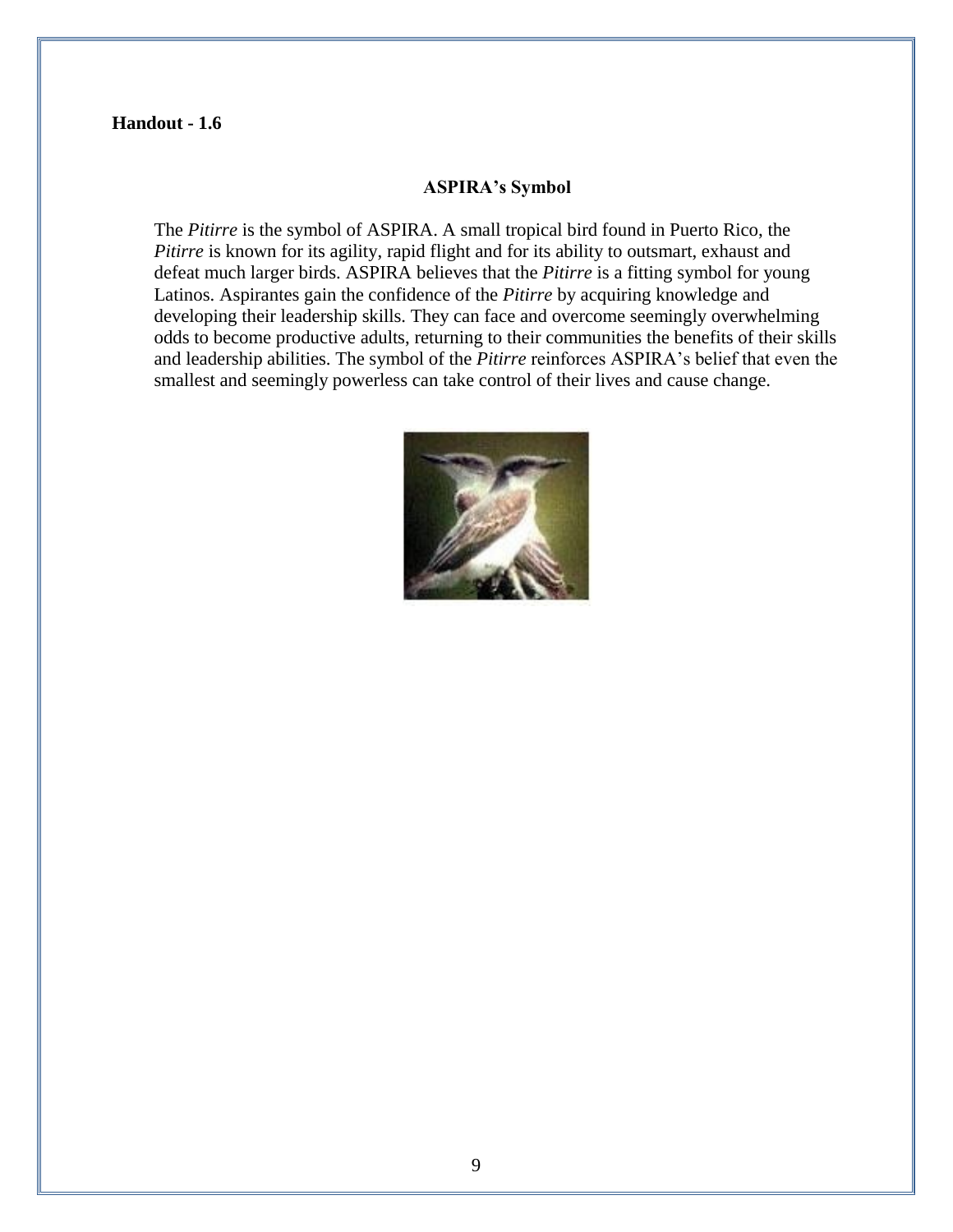**Handout - 1.6**

## ASPIRA's Symbol

The *Pitirre* is the symbol of ASPIRA. A small tropical bird found in Puerto Rico, the *Pitirre* is known for its agility, rapid flight and for its ability to outsmart, exhaust and defeat much larger birds. ASPIRA believes that the *Pitirre* is a fitting symbol for young Latinos. Aspirantes gain the confidence of the *Pitirre* by acquiring knowledge and developing their leadership skills. They can face and overcome seemingly overwhelming odds to become productive adults, returning to their communities the benefits of their skills and leadership abilities. The symbol of the *Pitirre* reinforces ASPIRA's belief that even the smallest and seemingly powerless can take control of their lives and cause change.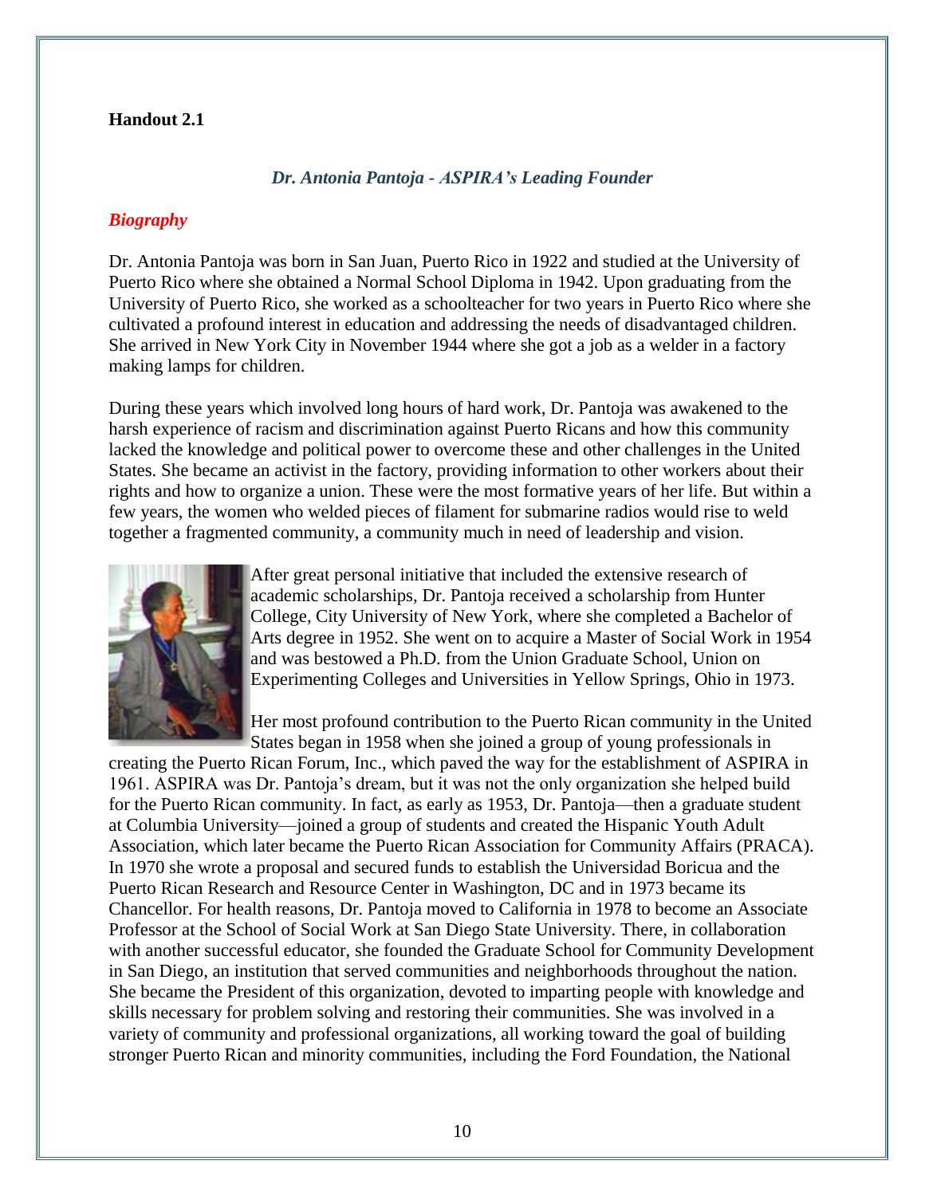**Handout 2.1**

### *Dr. Antonia Pantoja - ASPIRA's Leading Founder*

## *Biography*

Dr. Antonia Pantoja was born in San Juan, Puerto Rico in 1922 and studied at the University of Puerto Rico where she obtained a Normal School Diploma in 1942. Upon graduating from the University of Puerto Rico, she worked as a schoolteacher for two years in Puerto Rico where she cultivated a profound interest in education and addressing the needs of disadvantaged children. She arrived in New York City in November 1944 where she got a job as a welder in a factory making lamps for children.

During these years which involved long hours of hard work, Dr. Pantoja was awakened to the harsh experience of racism and discrimination against Puerto Ricans and how this community lacked the knowledge and political power to overcome these and other challenges in the United States. She became an activist in the factory, providing information to other workers about their rights and how to organize a union. These were the most formative years of her life. But within a few years, the women who welded pieces of filament for submarine radios would rise to weld together a fragmented community, a community much in need of leadership and vision.

After great personal initiative that included the extensive research of academic scholarships, Dr. Pantoja received a scholarship from Hunter College, City University of New York, where she completed a Bachelor of Arts degree in 1952. She went on to acquire a Master of Social Work in 1954 and was bestowed a Ph.D. from the Union Graduate School, Union on Experimenting Colleges and Universities in Yellow Springs, Ohio in 1973.

Her most profound contribution to the Puerto Rican community in the United States began in 1958 when she joined a group of young professionals in creating the Puerto Rican Forum, Inc., which paved the way for the establishment of ASPIRA in 1961. ASPIRA was Dr. Pantoja's dream, but it was not the only organization she helped build for the Puerto Rican community. In fact, as early as 1953, Dr. Pantoja—then a graduate student at Columbia University—joined a group of students and created the Hispanic Youth Adult Association, which later became the Puerto Rican Association for Community Affairs (PRACA). In 1970 she wrote a proposal and secured funds to establish the Universidad Boricua and the Puerto Rican Research and Resource Center in Washington, DC and in 1973 became its Chancellor. For health reasons, Dr. Pantoja moved to California in 1978 to become an Associate Professor at the School of Social Work at San Diego State University. There, in collaboration with another successful educator, she founded the Graduate School for Community Development in San Diego, an institution that served communities and neighborhoods throughout the nation. She became the President of this organization, devoted to imparting people with knowledge and skills necessary for problem solving and restoring their communities. She was involved in a variety of community and professional organizations, all working toward the goal of building stronger Puerto Rican and minority communities, including the Ford Foundation, the National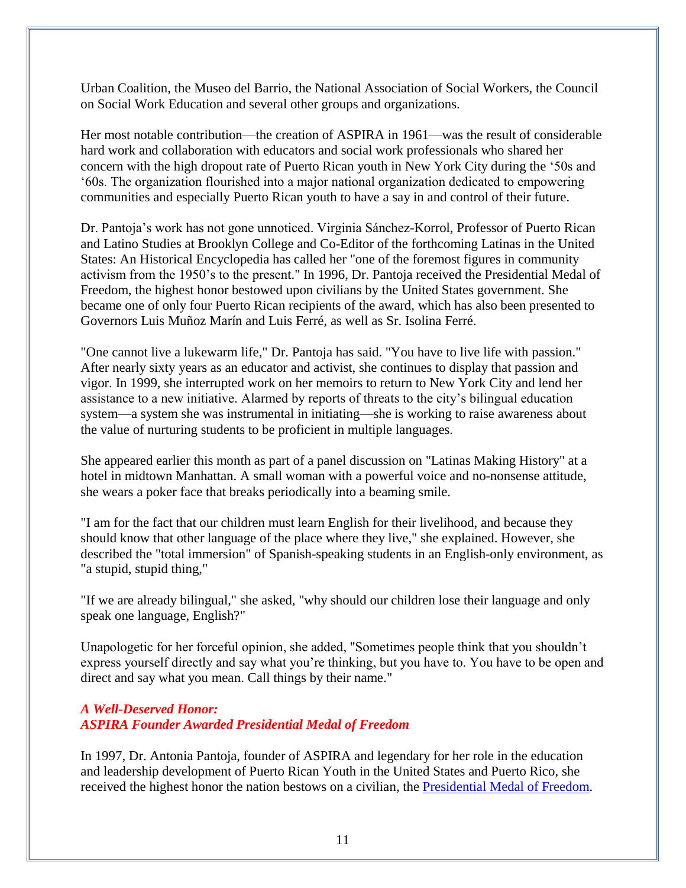Urban Coalition, the Museo del Barrio, the National Association of Social Workers, the Council on Social Work Education and several other groups and organizations.

Her most notable contribution—the creation of ASPIRA in 1961—was the result of considerable hard work and collaboration with educators and social work professionals who shared her concern with the high dropout rate of Puerto Rican youth in New York City during the '50s and '60s. The organization flourished into a major national organization dedicated to empowering communities and especially Puerto Rican youth to have a say in and control of their future.

Dr. Pantoja's work has not gone unnoticed. Virginia Sánchez-Korrol, Professor of Puerto Rican and Latino Studies at Brooklyn College and Co-Editor of the forthcoming Latinas in the United States: An Historical Encyclopedia has called her "one of the foremost figures in community activism from the 1950's to the present." In 1996, Dr. Pantoja received the Presidential Medal of Freedom, the highest honor bestowed upon civilians by the United States government. She became one of only four Puerto Rican recipients of the award, which has also been presented to Governors Luis Muñoz Marín and Luis Ferré, as well as Sr. Isolina Ferré.

"One cannot live a lukewarm life," Dr. Pantoja has said. "You have to live life with passion." After nearly sixty years as an educator and activist, she continues to display that passion and vigor. In 1999, she interrupted work on her memoirs to return to New York City and lend her assistance to a new initiative. Alarmed by reports of threats to the city's bilingual education system—a system she was instrumental in initiating—she is working to raise awareness about the value of nurturing students to be proficient in multiple languages.

She appeared earlier this month as part of a panel discussion on "Latinas Making History" at a hotel in midtown Manhattan. A small woman with a powerful voice and no-nonsense attitude, she wears a poker face that breaks periodically into a beaming smile.

"I am for the fact that our children must learn English for their livelihood, and because they should know that other language of the place where they live," she explained. However, she described the "total immersion" of Spanish-speaking students in an English-only environment, as "a stupid, stupid thing,"

"If we are already bilingual," she asked, "why should our children lose their language and only speak one language, English?"

Unapologetic for her forceful opinion, she added, "Sometimes people think that you shouldn't express yourself directly and say what you're thinking, but you have to. You have to be open and direct and say what you mean. Call things by their name."

### *A Well-Deserved Honor: ASPIRA Founder Awarded Presidential Medal of Freedom*

In 1997, Dr. Antonia Pantoja, founder of ASPIRA and legendary for her role in the education and leadership development of Puerto Rican Youth in the United States and Puerto Rico, she received the highest honor the nation bestows on a civilian, the Presidential Medal of Freedom.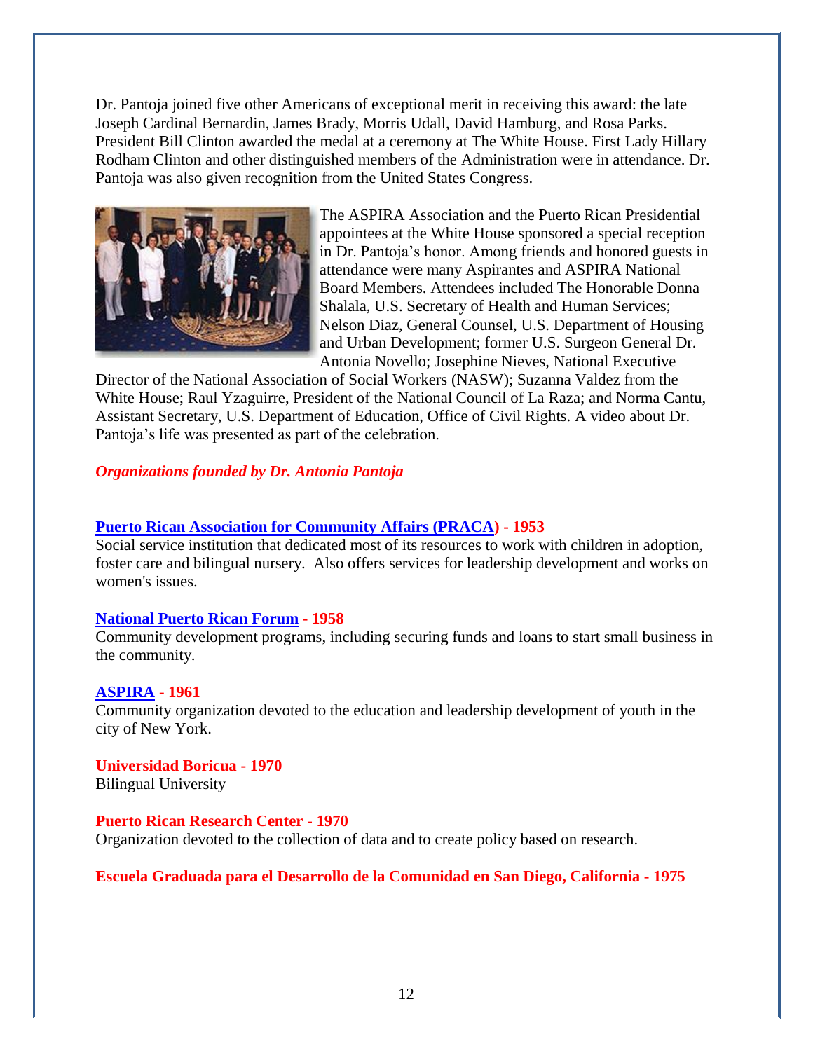Dr. Pantoja joined five other Americans of exceptional merit in receiving this award: the late Joseph Cardinal Bernardin, James Brady, Morris Udall, David Hamburg, and Rosa Parks. President Bill Clinton awarded the medal at a ceremony at The White House. First Lady Hillary Rodham Clinton and other distinguished members of the Administration were in attendance. Dr. Pantoja was also given recognition from the United States Congress.

The ASPIRA Association and the Puerto Rican Presidential appointees at the White House sponsored a special reception in Dr. Pantoja's honor. Among friends and honored guests in attendance were many Aspirantes and ASPIRA National Board Members. Attendees included The Honorable Donna Shalala, U.S. Secretary of Health and Human Services; Nelson Diaz, General Counsel, U.S. Department of Housing and Urban Development; former U.S. Surgeon General Dr. Antonia Novello; Josephine Nieves, National Executive Director of the National Association of Social Workers (NASW); Suzanna Valdez from the White House; Raul Yzaguirre, President of the National Council of La Raza; and Norma Cantu, Assistant Secretary, U.S. Department of Education, Office of Civil Rights. A video about Dr. Pantoja's life was presented as part of the celebration.

***Organizations founded by Dr. Antonia Pantoja***

**Puerto Rican Association for Community Affairs (PRACA) - 1953**
Social service institution that dedicated most of its resources to work with children in adoption, foster care and bilingual nursery. Also offers services for leadership development and works on women's issues.

**National Puerto Rican Forum - 1958**
Community development programs, including securing funds and loans to start small business in the community.

**ASPIRA - 1961**
Community organization devoted to the education and leadership development of youth in the city of New York.

**Universidad Boricua - 1970**
Bilingual University

**Puerto Rican Research Center - 1970**
Organization devoted to the collection of data and to create policy based on research.

**Escuela Graduada para el Desarrollo de la Comunidad en San Diego, California - 1975**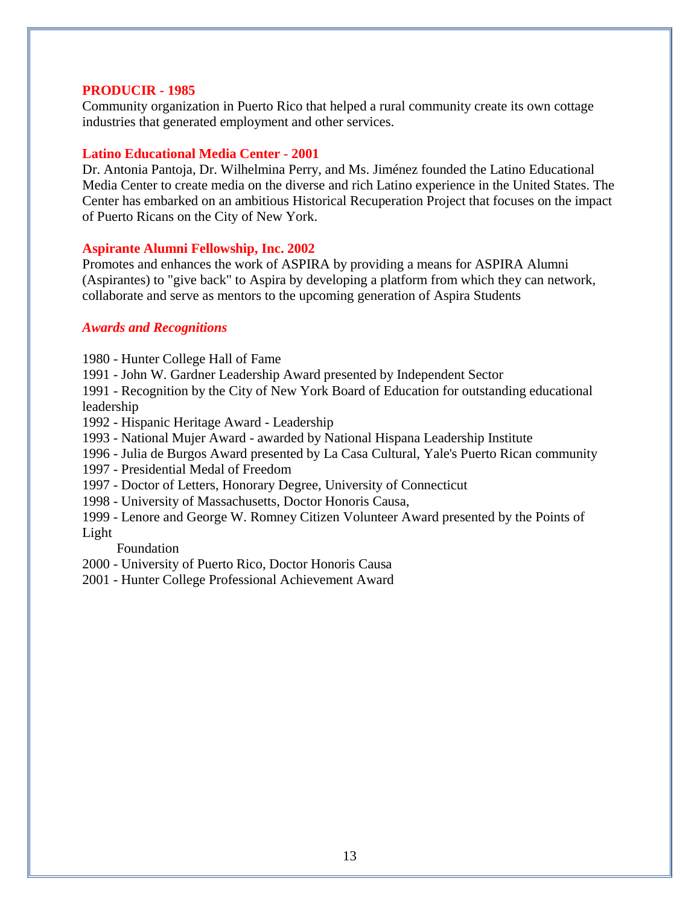### PRODUCIR - 1985

Community organization in Puerto Rico that helped a rural community create its own cottage industries that generated employment and other services.

### Latino Educational Media Center - 2001

Dr. Antonia Pantoja, Dr. Wilhelmina Perry, and Ms. Jiménez founded the Latino Educational Media Center to create media on the diverse and rich Latino experience in the United States. The Center has embarked on an ambitious Historical Recuperation Project that focuses on the impact of Puerto Ricans on the City of New York.

### Aspirante Alumni Fellowship, Inc. 2002

Promotes and enhances the work of ASPIRA by providing a means for ASPIRA Alumni (Aspirantes) to "give back" to Aspira by developing a platform from which they can network, collaborate and serve as mentors to the upcoming generation of Aspira Students

### *Awards and Recognitions*

1980 - Hunter College Hall of Fame
1991 - John W. Gardner Leadership Award presented by Independent Sector
1991 - Recognition by the City of New York Board of Education for outstanding educational leadership
1992 - Hispanic Heritage Award - Leadership
1993 - National Mujer Award - awarded by National Hispana Leadership Institute
1996 - Julia de Burgos Award presented by La Casa Cultural, Yale's Puerto Rican community
1997 - Presidential Medal of Freedom
1997 - Doctor of Letters, Honorary Degree, University of Connecticut
1998 - University of Massachusetts, Doctor Honoris Causa,
1999 - Lenore and George W. Romney Citizen Volunteer Award presented by the Points of Light Foundation
2000 - University of Puerto Rico, Doctor Honoris Causa
2001 - Hunter College Professional Achievement Award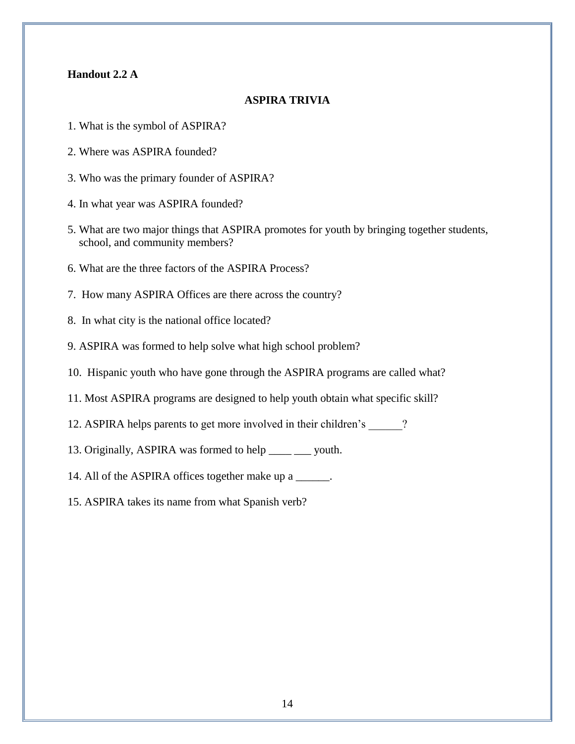**Handout 2.2 A**

## ASPIRA TRIVIA

1. What is the symbol of ASPIRA?

2. Where was ASPIRA founded?

3. Who was the primary founder of ASPIRA?

4. In what year was ASPIRA founded?

5. What are two major things that ASPIRA promotes for youth by bringing together students, school, and community members?

6. What are the three factors of the ASPIRA Process?

7. How many ASPIRA Offices are there across the country?

8. In what city is the national office located?

9. ASPIRA was formed to help solve what high school problem?

10. Hispanic youth who have gone through the ASPIRA programs are called what?

11. Most ASPIRA programs are designed to help youth obtain what specific skill?

12. ASPIRA helps parents to get more involved in their children's ______?

13. Originally, ASPIRA was formed to help ____ ___ youth.

14. All of the ASPIRA offices together make up a ______.

15. ASPIRA takes its name from what Spanish verb?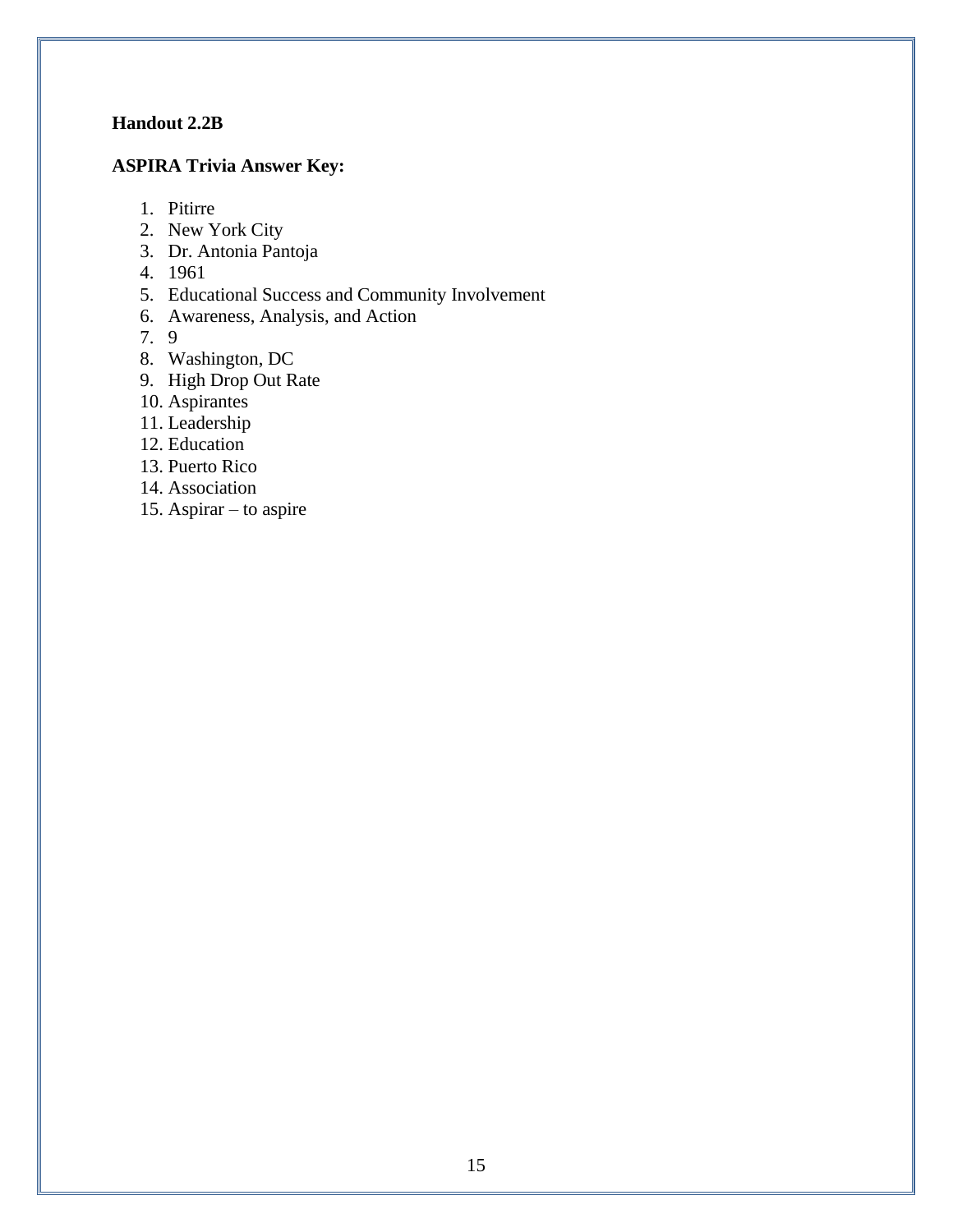**Handout 2.2B**

**ASPIRA Trivia Answer Key:**

1. Pitirre
2. New York City
3. Dr. Antonia Pantoja
4. 1961
5. Educational Success and Community Involvement
6. Awareness, Analysis, and Action
7. 9
8. Washington, DC
9. High Drop Out Rate
10. Aspirantes
11. Leadership
12. Education
13. Puerto Rico
14. Association
15. Aspirar – to aspire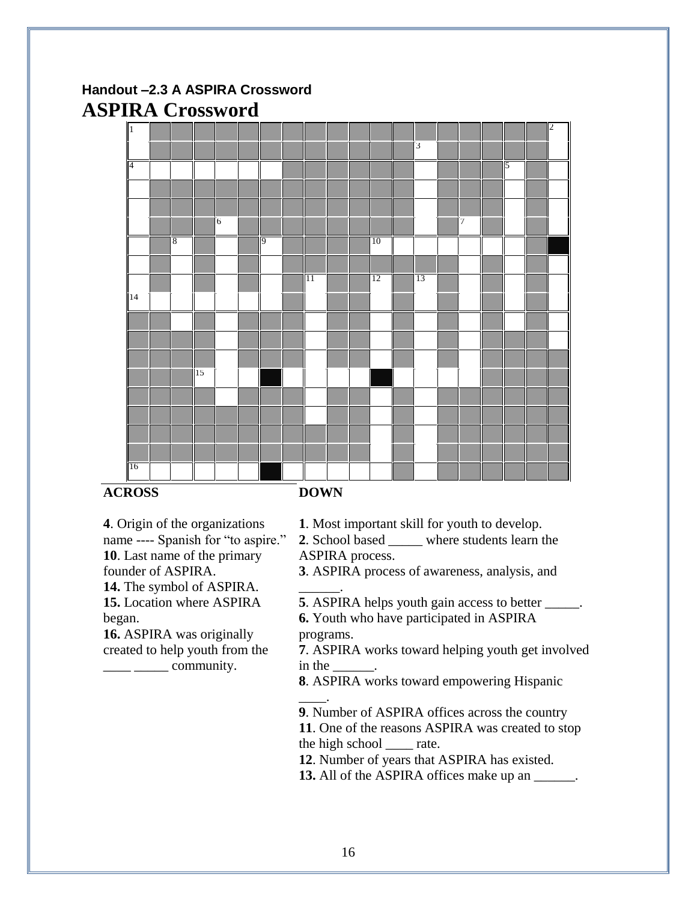Handout –2.3 A ASPIRA Crossword

# ASPIRA Crossword

**ACROSS**

**4**. Origin of the organizations name ---- Spanish for "to aspire."
**10**. Last name of the primary founder of ASPIRA.
**14.** The symbol of ASPIRA.
**15.** Location where ASPIRA began.
**16.** ASPIRA was originally created to help youth from the ____ _____ community.

**DOWN**

**1**. Most important skill for youth to develop.
**2**. School based _____ where students learn the ASPIRA process.
**3**. ASPIRA process of awareness, analysis, and ______.
**5**. ASPIRA helps youth gain access to better _____.
**6.** Youth who have participated in ASPIRA programs.
**7**. ASPIRA works toward helping youth get involved in the ______.
**8**. ASPIRA works toward empowering Hispanic ____.
**9**. Number of ASPIRA offices across the country
**11**. One of the reasons ASPIRA was created to stop the high school ____ rate.
**12**. Number of years that ASPIRA has existed.
**13.** All of the ASPIRA offices make up an ______.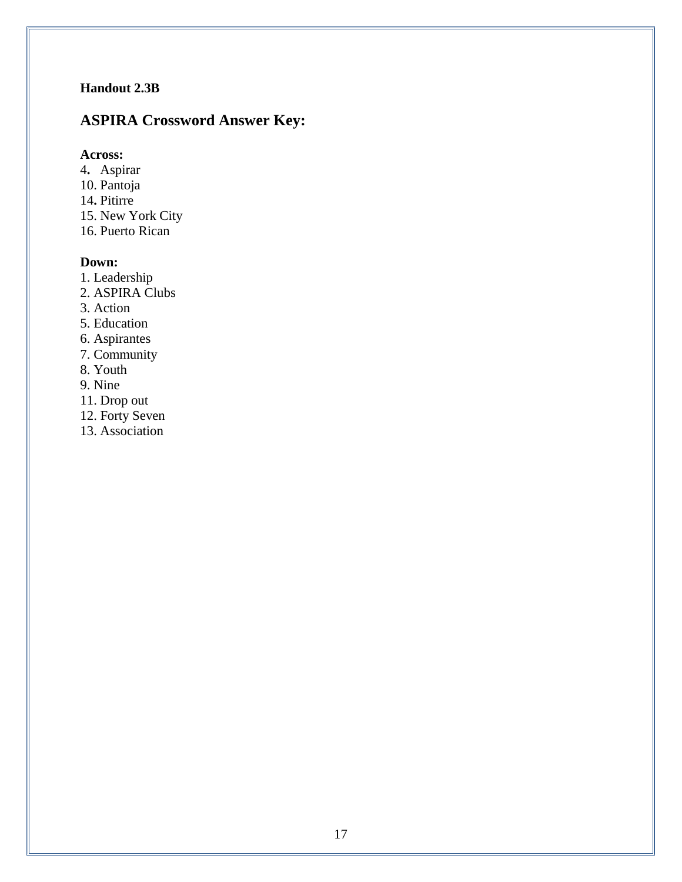**Handout 2.3B**

## ASPIRA Crossword Answer Key:

**Across:**

4. Aspirar
10. Pantoja
14. Pitirre
15. New York City
16. Puerto Rican

**Down:**

1. Leadership
2. ASPIRA Clubs
3. Action
5. Education
6. Aspirantes
7. Community
8. Youth
9. Nine
11. Drop out
12. Forty Seven
13. Association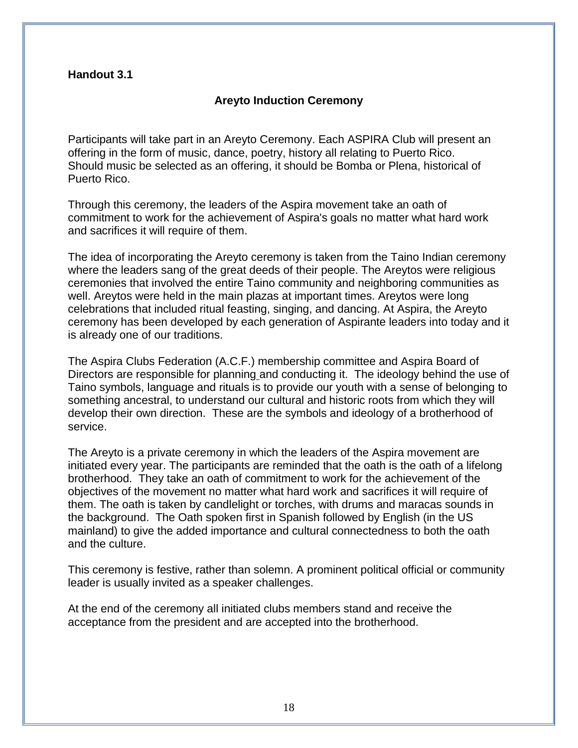**Handout 3.1**

## Areyto Induction Ceremony

Participants will take part in an Areyto Ceremony. Each ASPIRA Club will present an offering in the form of music, dance, poetry, history all relating to Puerto Rico. Should music be selected as an offering, it should be Bomba or Plena, historical of Puerto Rico.

Through this ceremony, the leaders of the Aspira movement take an oath of commitment to work for the achievement of Aspira's goals no matter what hard work and sacrifices it will require of them.

The idea of incorporating the Areyto ceremony is taken from the Taino Indian ceremony where the leaders sang of the great deeds of their people. The Areytos were religious ceremonies that involved the entire Taino community and neighboring communities as well. Areytos were held in the main plazas at important times. Areytos were long celebrations that included ritual feasting, singing, and dancing. At Aspira, the Areyto ceremony has been developed by each generation of Aspirante leaders into today and it is already one of our traditions.

The Aspira Clubs Federation (A.C.F.) membership committee and Aspira Board of Directors are responsible for planning and conducting it. The ideology behind the use of Taino symbols, language and rituals is to provide our youth with a sense of belonging to something ancestral, to understand our cultural and historic roots from which they will develop their own direction. These are the symbols and ideology of a brotherhood of service.

The Areyto is a private ceremony in which the leaders of the Aspira movement are initiated every year. The participants are reminded that the oath is the oath of a lifelong brotherhood. They take an oath of commitment to work for the achievement of the objectives of the movement no matter what hard work and sacrifices it will require of them. The oath is taken by candlelight or torches, with drums and maracas sounds in the background. The Oath spoken first in Spanish followed by English (in the US mainland) to give the added importance and cultural connectedness to both the oath and the culture.

This ceremony is festive, rather than solemn. A prominent political official or community leader is usually invited as a speaker challenges.

At the end of the ceremony all initiated clubs members stand and receive the acceptance from the president and are accepted into the brotherhood.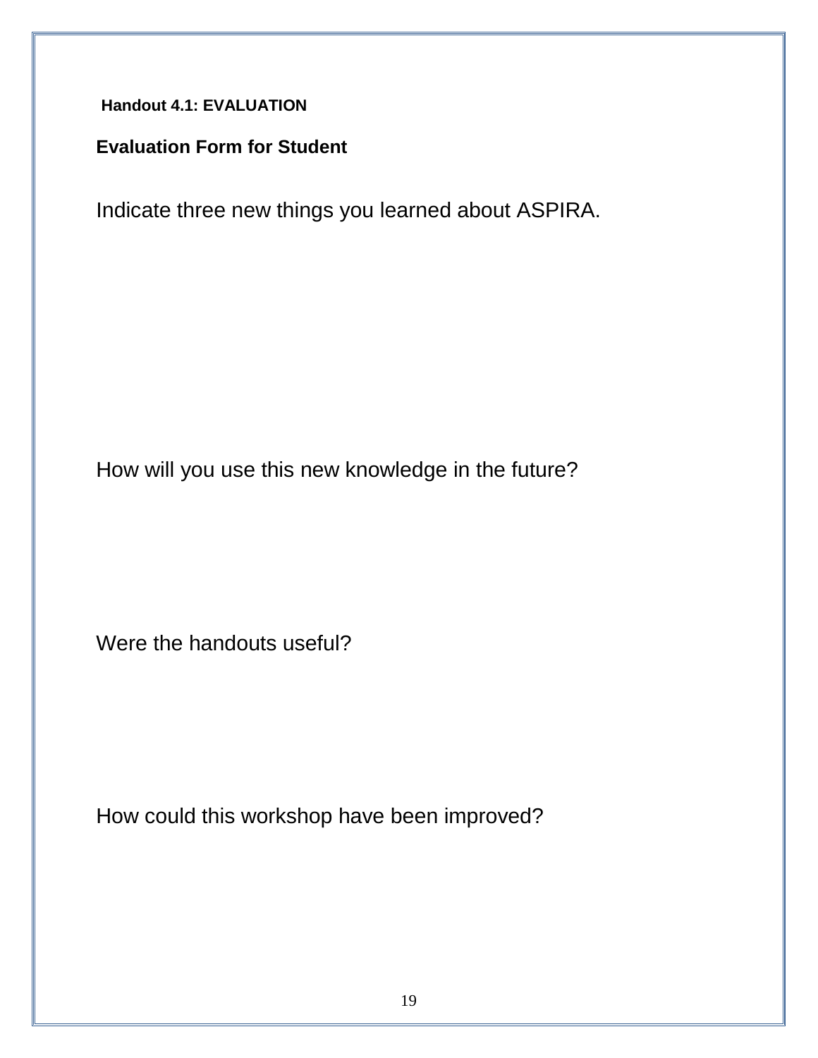### Handout 4.1: EVALUATION

**Evaluation Form for Student**

Indicate three new things you learned about ASPIRA.

How will you use this new knowledge in the future?

Were the handouts useful?

How could this workshop have been improved?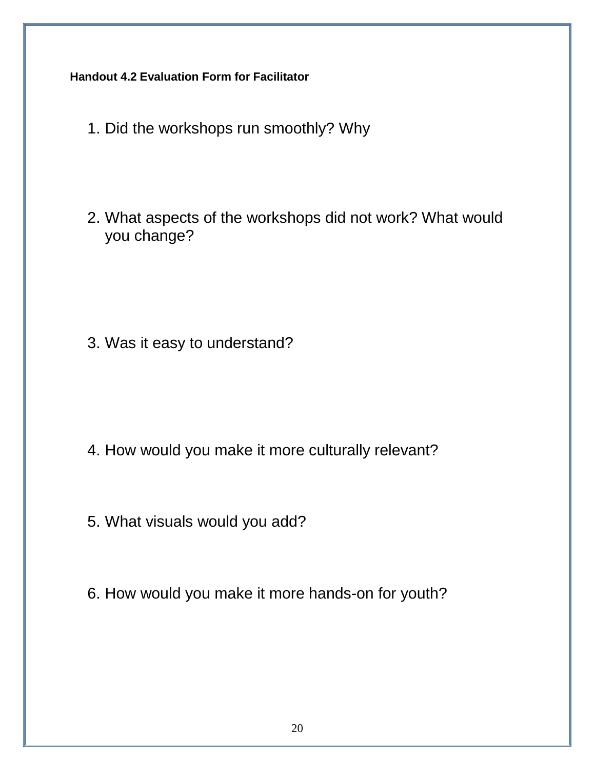**Handout 4.2 Evaluation Form for Facilitator**

1. Did the workshops run smoothly? Why

2. What aspects of the workshops did not work? What would you change?

3. Was it easy to understand?

4. How would you make it more culturally relevant?

5. What visuals would you add?

6. How would you make it more hands-on for youth?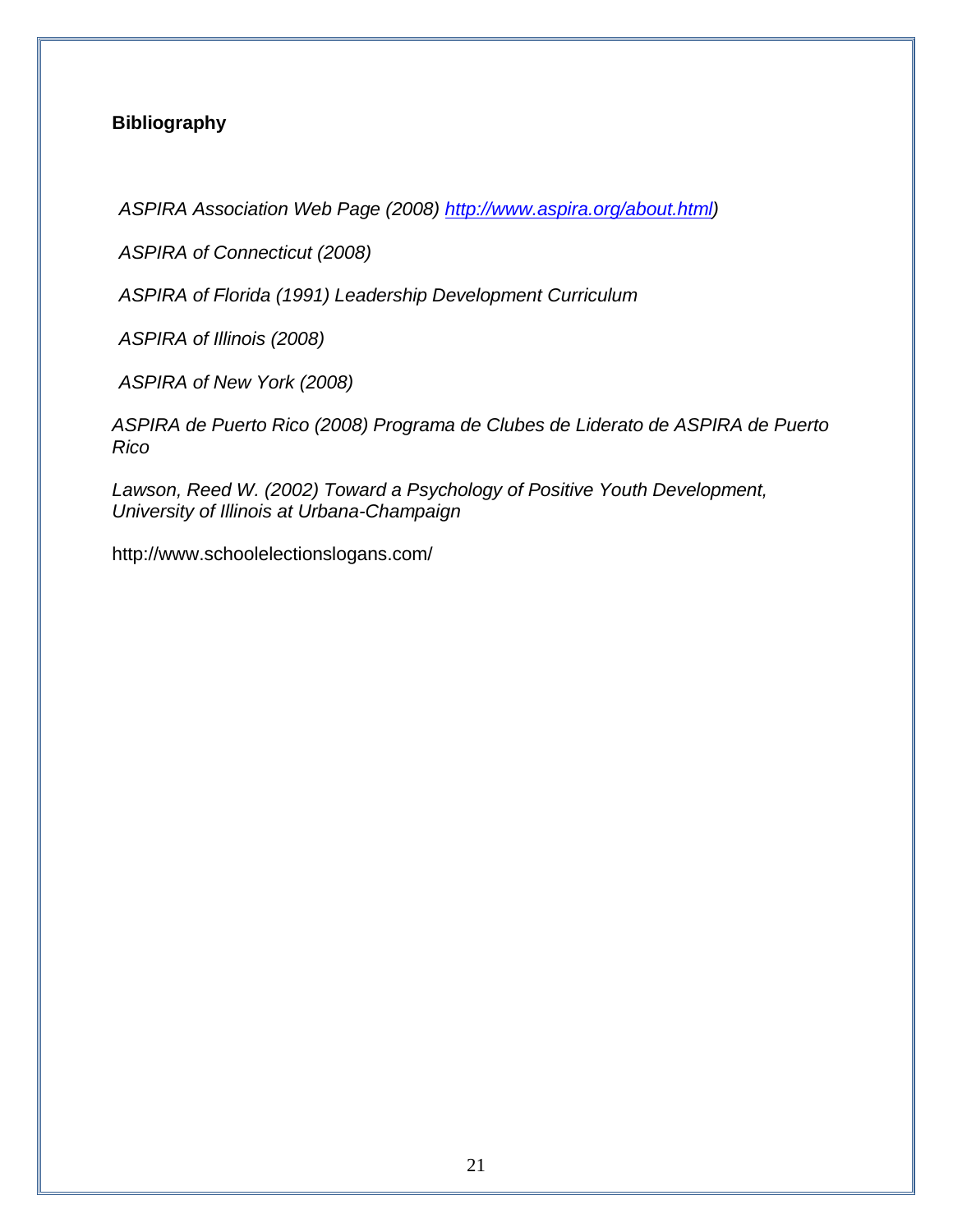**Bibliography**

*ASPIRA Association Web Page (2008) [http://www.aspira.org/about.html](http://www.aspira.org/about.html))*

*ASPIRA of Connecticut (2008)*

*ASPIRA of Florida (1991) Leadership Development Curriculum*

*ASPIRA of Illinois (2008)*

*ASPIRA of New York (2008)*

*ASPIRA de Puerto Rico (2008) Programa de Clubes de Liderato de ASPIRA de Puerto Rico*

*Lawson, Reed W. (2002) Toward a Psychology of Positive Youth Development, University of Illinois at Urbana-Champaign*

http://www.schoolelectionslogans.com/